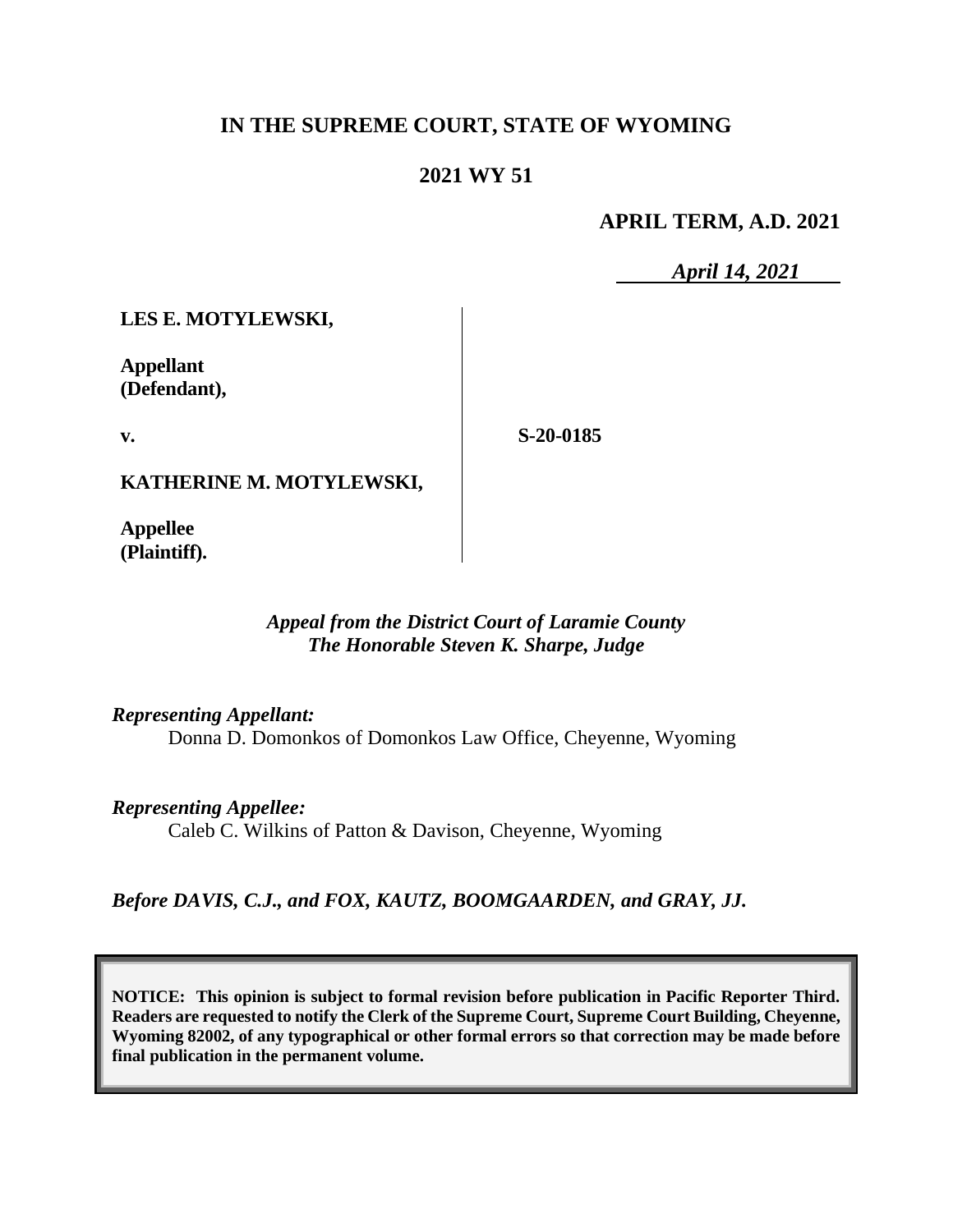**IN THE SUPREME COURT, STATE OF WYOMING**

**2021 WY 51**

**APRIL TERM, A.D. 2021**

***April 14, 2021***

| | |
|---|---|
| **LES E. MOTYLEWSKI,**<br><br>**Appellant (Defendant),**<br><br>**v.**<br><br>**KATHERINE M. MOTYLEWSKI,**<br><br>**Appellee (Plaintiff).** | **S-20-0185** |

*Appeal from the District Court of Laramie County*
*The Honorable Steven K. Sharpe, Judge*

*Representing Appellant:*
Donna D. Domonkos of Domonkos Law Office, Cheyenne, Wyoming

*Representing Appellee:*
Caleb C. Wilkins of Patton & Davison, Cheyenne, Wyoming

*Before DAVIS, C.J., and FOX, KAUTZ, BOOMGAARDEN, and GRAY, JJ.*

**NOTICE: This opinion is subject to formal revision before publication in Pacific Reporter Third. Readers are requested to notify the Clerk of the Supreme Court, Supreme Court Building, Cheyenne, Wyoming 82002, of any typographical or other formal errors so that correction may be made before final publication in the permanent volume.**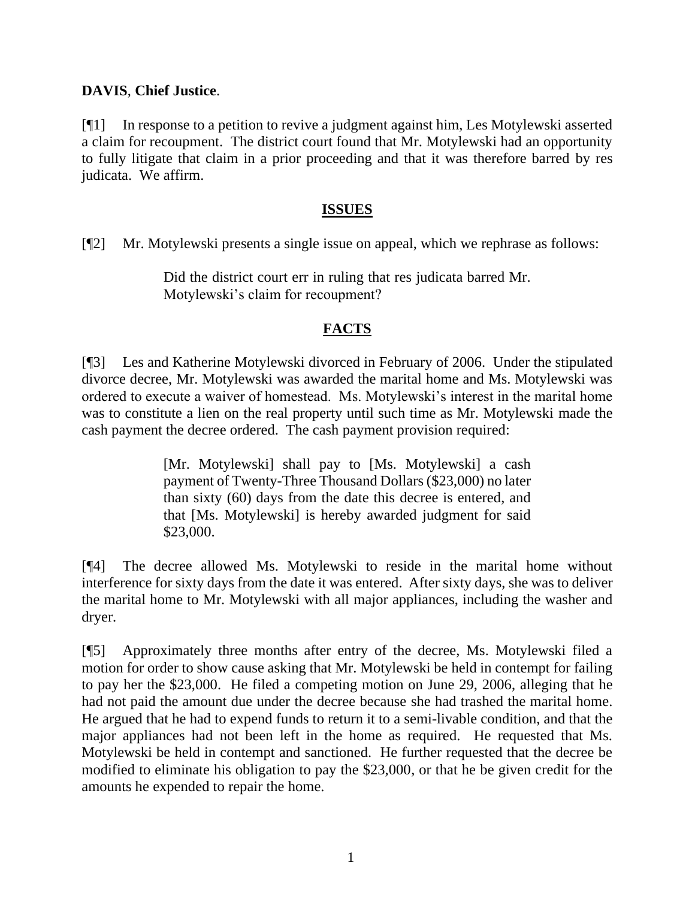**DAVIS**, **Chief Justice**.

[¶1] In response to a petition to revive a judgment against him, Les Motylewski asserted a claim for recoupment. The district court found that Mr. Motylewski had an opportunity to fully litigate that claim in a prior proceeding and that it was therefore barred by res judicata. We affirm.

## ISSUES

[¶2] Mr. Motylewski presents a single issue on appeal, which we rephrase as follows:

> Did the district court err in ruling that res judicata barred Mr. Motylewski's claim for recoupment?

## FACTS

[¶3] Les and Katherine Motylewski divorced in February of 2006. Under the stipulated divorce decree, Mr. Motylewski was awarded the marital home and Ms. Motylewski was ordered to execute a waiver of homestead. Ms. Motylewski's interest in the marital home was to constitute a lien on the real property until such time as Mr. Motylewski made the cash payment the decree ordered. The cash payment provision required:

> [Mr. Motylewski] shall pay to [Ms. Motylewski] a cash payment of Twenty-Three Thousand Dollars ($23,000) no later than sixty (60) days from the date this decree is entered, and that [Ms. Motylewski] is hereby awarded judgment for said $23,000.

[¶4] The decree allowed Ms. Motylewski to reside in the marital home without interference for sixty days from the date it was entered. After sixty days, she was to deliver the marital home to Mr. Motylewski with all major appliances, including the washer and dryer.

[¶5] Approximately three months after entry of the decree, Ms. Motylewski filed a motion for order to show cause asking that Mr. Motylewski be held in contempt for failing to pay her the $23,000. He filed a competing motion on June 29, 2006, alleging that he had not paid the amount due under the decree because she had trashed the marital home. He argued that he had to expend funds to return it to a semi-livable condition, and that the major appliances had not been left in the home as required. He requested that Ms. Motylewski be held in contempt and sanctioned. He further requested that the decree be modified to eliminate his obligation to pay the $23,000, or that he be given credit for the amounts he expended to repair the home.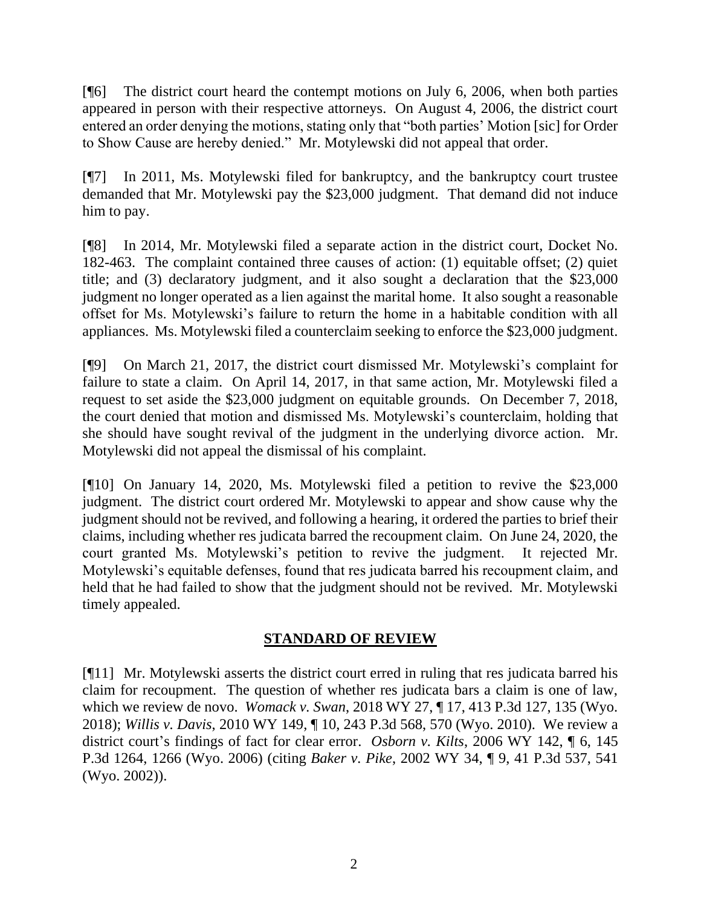[¶6] The district court heard the contempt motions on July 6, 2006, when both parties appeared in person with their respective attorneys. On August 4, 2006, the district court entered an order denying the motions, stating only that "both parties' Motion [sic] for Order to Show Cause are hereby denied." Mr. Motylewski did not appeal that order.

[¶7] In 2011, Ms. Motylewski filed for bankruptcy, and the bankruptcy court trustee demanded that Mr. Motylewski pay the $23,000 judgment. That demand did not induce him to pay.

[¶8] In 2014, Mr. Motylewski filed a separate action in the district court, Docket No. 182-463. The complaint contained three causes of action: (1) equitable offset; (2) quiet title; and (3) declaratory judgment, and it also sought a declaration that the $23,000 judgment no longer operated as a lien against the marital home. It also sought a reasonable offset for Ms. Motylewski's failure to return the home in a habitable condition with all appliances. Ms. Motylewski filed a counterclaim seeking to enforce the $23,000 judgment.

[¶9] On March 21, 2017, the district court dismissed Mr. Motylewski's complaint for failure to state a claim. On April 14, 2017, in that same action, Mr. Motylewski filed a request to set aside the $23,000 judgment on equitable grounds. On December 7, 2018, the court denied that motion and dismissed Ms. Motylewski's counterclaim, holding that she should have sought revival of the judgment in the underlying divorce action. Mr. Motylewski did not appeal the dismissal of his complaint.

[¶10] On January 14, 2020, Ms. Motylewski filed a petition to revive the $23,000 judgment. The district court ordered Mr. Motylewski to appear and show cause why the judgment should not be revived, and following a hearing, it ordered the parties to brief their claims, including whether res judicata barred the recoupment claim. On June 24, 2020, the court granted Ms. Motylewski's petition to revive the judgment. It rejected Mr. Motylewski's equitable defenses, found that res judicata barred his recoupment claim, and held that he had failed to show that the judgment should not be revived. Mr. Motylewski timely appealed.

## STANDARD OF REVIEW

[¶11] Mr. Motylewski asserts the district court erred in ruling that res judicata barred his claim for recoupment. The question of whether res judicata bars a claim is one of law, which we review de novo. *Womack v. Swan*, 2018 WY 27, ¶ 17, 413 P.3d 127, 135 (Wyo. 2018); *Willis v. Davis*, 2010 WY 149, ¶ 10, 243 P.3d 568, 570 (Wyo. 2010). We review a district court's findings of fact for clear error. *Osborn v. Kilts*, 2006 WY 142, ¶ 6, 145 P.3d 1264, 1266 (Wyo. 2006) (citing *Baker v. Pike*, 2002 WY 34, ¶ 9, 41 P.3d 537, 541 (Wyo. 2002)).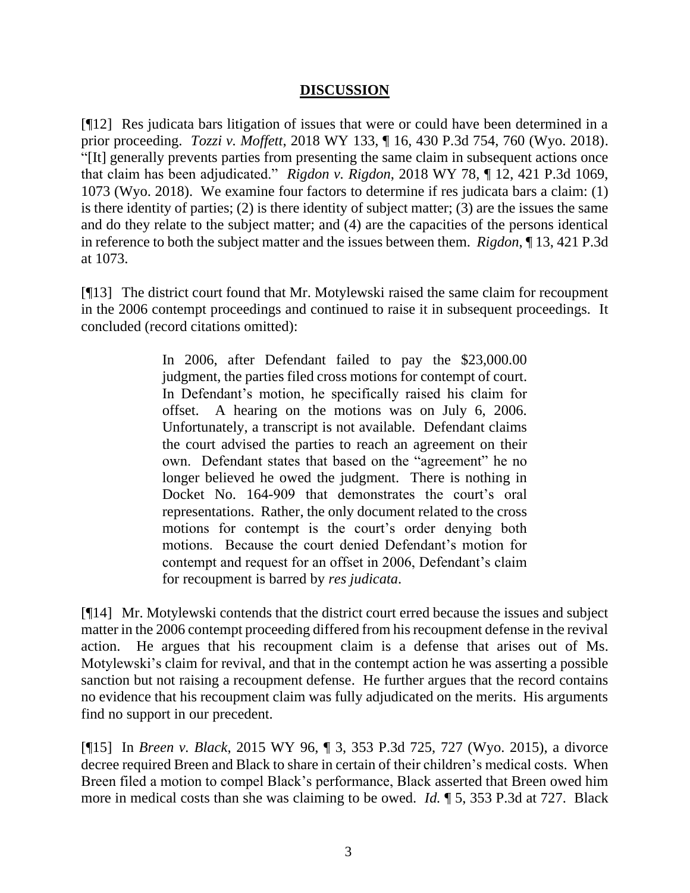## DISCUSSION

[¶12] Res judicata bars litigation of issues that were or could have been determined in a prior proceeding. *Tozzi v. Moffett*, 2018 WY 133, ¶ 16, 430 P.3d 754, 760 (Wyo. 2018). "[It] generally prevents parties from presenting the same claim in subsequent actions once that claim has been adjudicated." *Rigdon v. Rigdon*, 2018 WY 78, ¶ 12, 421 P.3d 1069, 1073 (Wyo. 2018). We examine four factors to determine if res judicata bars a claim: (1) is there identity of parties; (2) is there identity of subject matter; (3) are the issues the same and do they relate to the subject matter; and (4) are the capacities of the persons identical in reference to both the subject matter and the issues between them. *Rigdon*, ¶ 13, 421 P.3d at 1073.

[¶13] The district court found that Mr. Motylewski raised the same claim for recoupment in the 2006 contempt proceedings and continued to raise it in subsequent proceedings. It concluded (record citations omitted):

> In 2006, after Defendant failed to pay the $23,000.00 judgment, the parties filed cross motions for contempt of court. In Defendant's motion, he specifically raised his claim for offset. A hearing on the motions was on July 6, 2006. Unfortunately, a transcript is not available. Defendant claims the court advised the parties to reach an agreement on their own. Defendant states that based on the "agreement" he no longer believed he owed the judgment. There is nothing in Docket No. 164-909 that demonstrates the court's oral representations. Rather, the only document related to the cross motions for contempt is the court's order denying both motions. Because the court denied Defendant's motion for contempt and request for an offset in 2006, Defendant's claim for recoupment is barred by *res judicata*.

[¶14] Mr. Motylewski contends that the district court erred because the issues and subject matter in the 2006 contempt proceeding differed from his recoupment defense in the revival action. He argues that his recoupment claim is a defense that arises out of Ms. Motylewski's claim for revival, and that in the contempt action he was asserting a possible sanction but not raising a recoupment defense. He further argues that the record contains no evidence that his recoupment claim was fully adjudicated on the merits. His arguments find no support in our precedent.

[¶15] In *Breen v. Black*, 2015 WY 96, ¶ 3, 353 P.3d 725, 727 (Wyo. 2015), a divorce decree required Breen and Black to share in certain of their children's medical costs. When Breen filed a motion to compel Black's performance, Black asserted that Breen owed him more in medical costs than she was claiming to be owed. *Id.* ¶ 5, 353 P.3d at 727. Black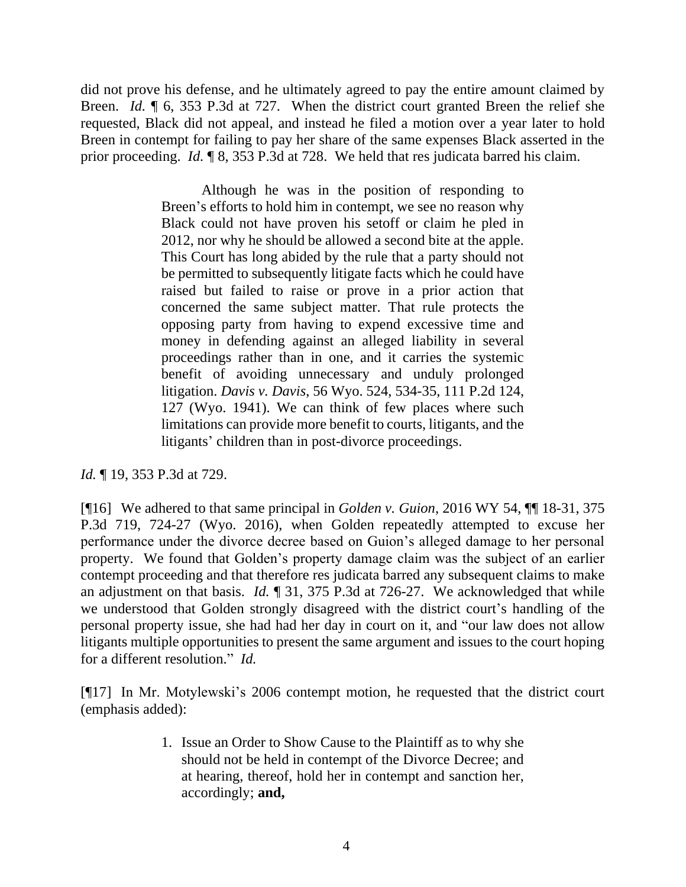did not prove his defense, and he ultimately agreed to pay the entire amount claimed by Breen. *Id.* ¶ 6, 353 P.3d at 727. When the district court granted Breen the relief she requested, Black did not appeal, and instead he filed a motion over a year later to hold Breen in contempt for failing to pay her share of the same expenses Black asserted in the prior proceeding. *Id.* ¶ 8, 353 P.3d at 728. We held that res judicata barred his claim.

> Although he was in the position of responding to Breen's efforts to hold him in contempt, we see no reason why Black could not have proven his setoff or claim he pled in 2012, nor why he should be allowed a second bite at the apple. This Court has long abided by the rule that a party should not be permitted to subsequently litigate facts which he could have raised but failed to raise or prove in a prior action that concerned the same subject matter. That rule protects the opposing party from having to expend excessive time and money in defending against an alleged liability in several proceedings rather than in one, and it carries the systemic benefit of avoiding unnecessary and unduly prolonged litigation. *Davis v. Davis*, 56 Wyo. 524, 534-35, 111 P.2d 124, 127 (Wyo. 1941). We can think of few places where such limitations can provide more benefit to courts, litigants, and the litigants' children than in post-divorce proceedings.

*Id.* ¶ 19, 353 P.3d at 729.

[¶16] We adhered to that same principal in *Golden v. Guion*, 2016 WY 54, ¶¶ 18-31, 375 P.3d 719, 724-27 (Wyo. 2016), when Golden repeatedly attempted to excuse her performance under the divorce decree based on Guion's alleged damage to her personal property. We found that Golden's property damage claim was the subject of an earlier contempt proceeding and that therefore res judicata barred any subsequent claims to make an adjustment on that basis. *Id.* ¶ 31, 375 P.3d at 726-27. We acknowledged that while we understood that Golden strongly disagreed with the district court's handling of the personal property issue, she had had her day in court on it, and "our law does not allow litigants multiple opportunities to present the same argument and issues to the court hoping for a different resolution." *Id.*

[¶17] In Mr. Motylewski's 2006 contempt motion, he requested that the district court (emphasis added):

> 1. Issue an Order to Show Cause to the Plaintiff as to why she should not be held in contempt of the Divorce Decree; and at hearing, thereof, hold her in contempt and sanction her, accordingly; **and,**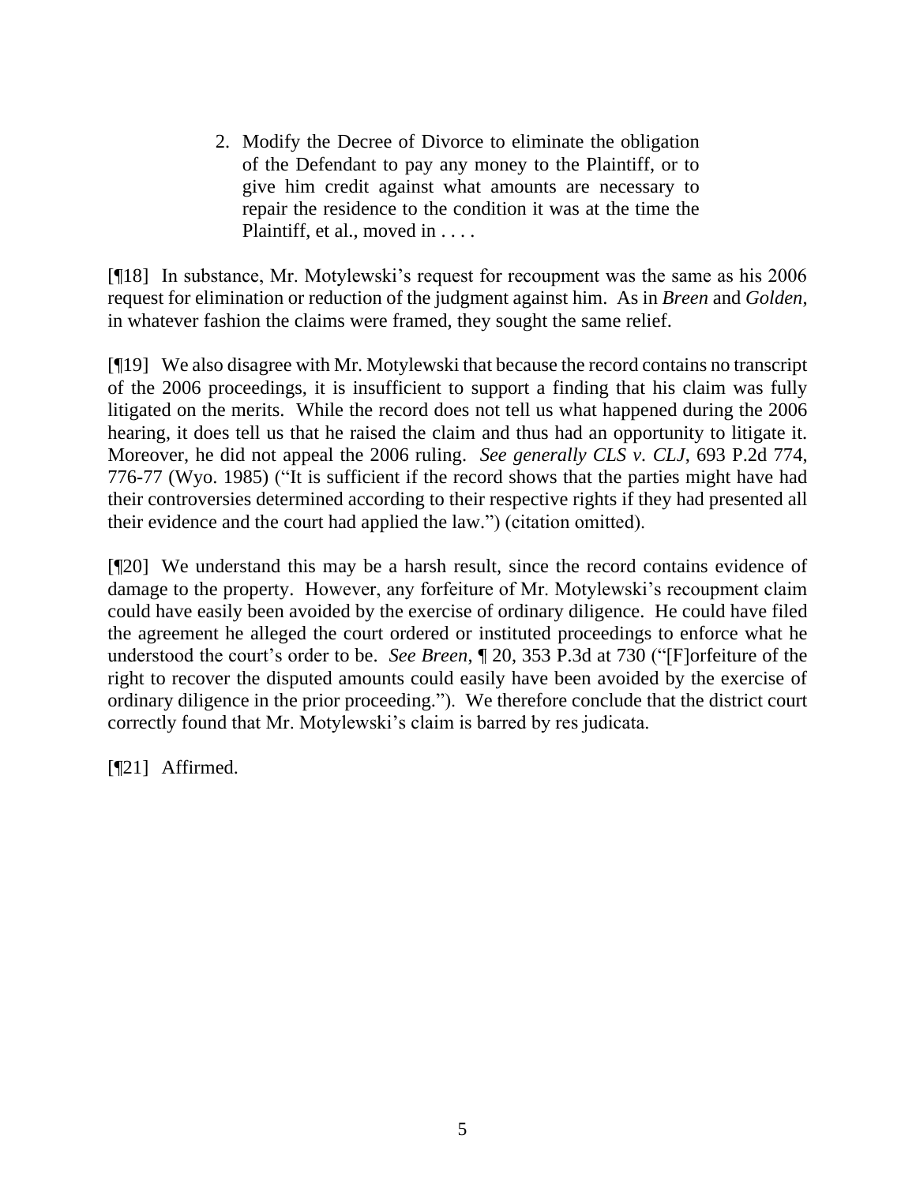2. Modify the Decree of Divorce to eliminate the obligation of the Defendant to pay any money to the Plaintiff, or to give him credit against what amounts are necessary to repair the residence to the condition it was at the time the Plaintiff, et al., moved in . . . .

[¶18] In substance, Mr. Motylewski's request for recoupment was the same as his 2006 request for elimination or reduction of the judgment against him. As in *Breen* and *Golden*, in whatever fashion the claims were framed, they sought the same relief.

[¶19] We also disagree with Mr. Motylewski that because the record contains no transcript of the 2006 proceedings, it is insufficient to support a finding that his claim was fully litigated on the merits. While the record does not tell us what happened during the 2006 hearing, it does tell us that he raised the claim and thus had an opportunity to litigate it. Moreover, he did not appeal the 2006 ruling. *See generally CLS v. CLJ*, 693 P.2d 774, 776-77 (Wyo. 1985) ("It is sufficient if the record shows that the parties might have had their controversies determined according to their respective rights if they had presented all their evidence and the court had applied the law.") (citation omitted).

[¶20] We understand this may be a harsh result, since the record contains evidence of damage to the property. However, any forfeiture of Mr. Motylewski's recoupment claim could have easily been avoided by the exercise of ordinary diligence. He could have filed the agreement he alleged the court ordered or instituted proceedings to enforce what he understood the court's order to be. *See Breen*, ¶ 20, 353 P.3d at 730 ("[F]orfeiture of the right to recover the disputed amounts could easily have been avoided by the exercise of ordinary diligence in the prior proceeding."). We therefore conclude that the district court correctly found that Mr. Motylewski's claim is barred by res judicata.

[¶21] Affirmed.